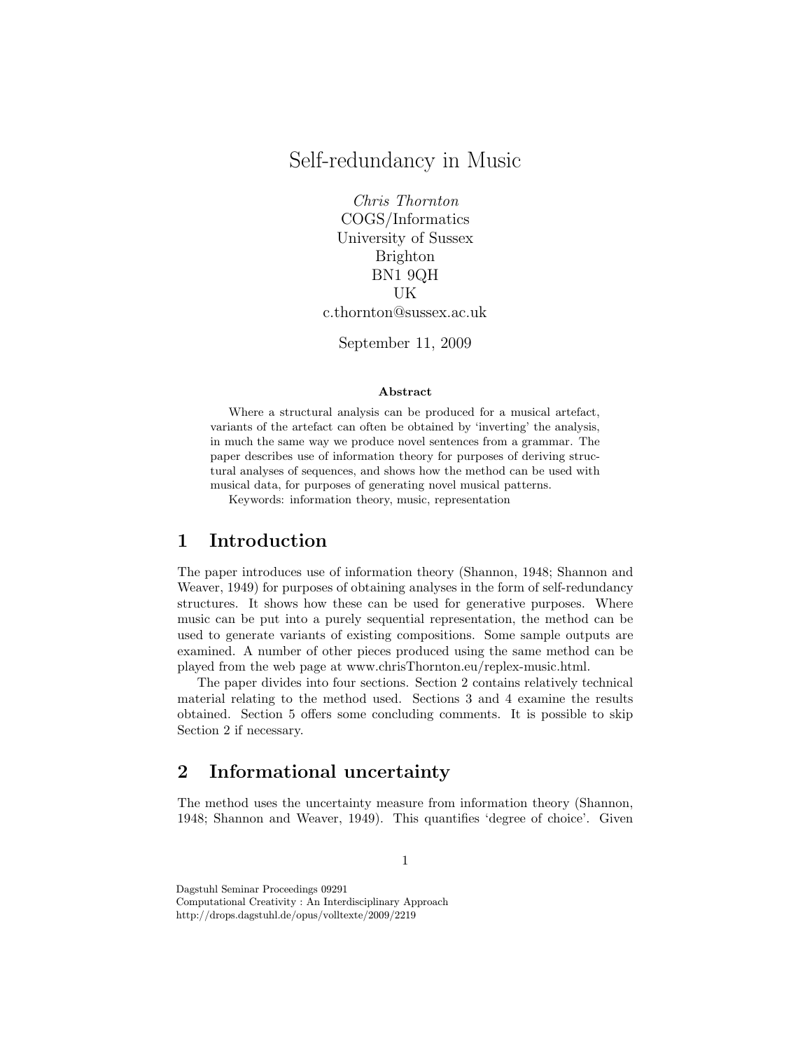# Self-redundancy in Music

*Chris Thornton*
COGS/Informatics
University of Sussex
Brighton
BN1 9QH
UK
c.thornton@sussex.ac.uk

September 11, 2009

**Abstract**

Where a structural analysis can be produced for a musical artefact, variants of the artefact can often be obtained by 'inverting' the analysis, in much the same way we produce novel sentences from a grammar. The paper describes use of information theory for purposes of deriving structural analyses of sequences, and shows how the method can be used with musical data, for purposes of generating novel musical patterns.

Keywords: information theory, music, representation

## 1 Introduction

The paper introduces use of information theory (Shannon, 1948; Shannon and Weaver, 1949) for purposes of obtaining analyses in the form of self-redundancy structures. It shows how these can be used for generative purposes. Where music can be put into a purely sequential representation, the method can be used to generate variants of existing compositions. Some sample outputs are examined. A number of other pieces produced using the same method can be played from the web page at www.chrisThornton.eu/replex-music.html.

The paper divides into four sections. Section 2 contains relatively technical material relating to the method used. Sections 3 and 4 examine the results obtained. Section 5 offers some concluding comments. It is possible to skip Section 2 if necessary.

## 2 Informational uncertainty

The method uses the uncertainty measure from information theory (Shannon, 1948; Shannon and Weaver, 1949). This quantifies 'degree of choice'. Given

Dagstuhl Seminar Proceedings 09291
Computational Creativity : An Interdisciplinary Approach
http://drops.dagstuhl.de/opus/volltexte/2009/2219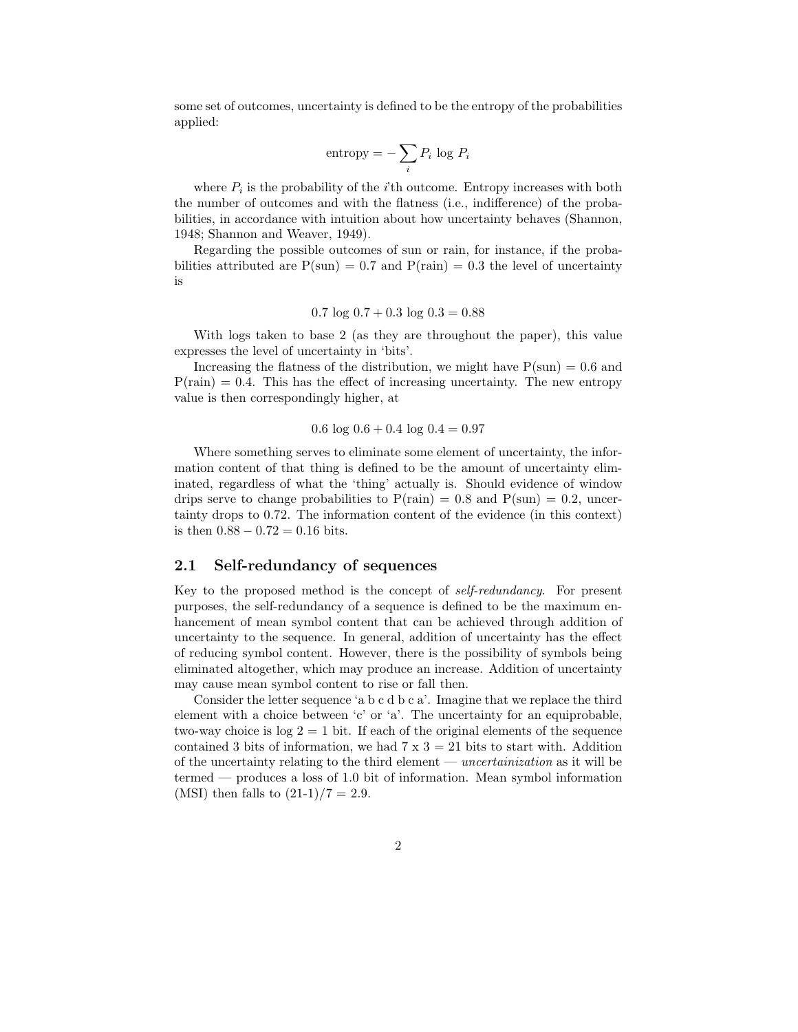some set of outcomes, uncertainty is defined to be the entropy of the probabilities applied:

$$\text{entropy} = -\sum_i P_i \log P_i$$

where $P_i$ is the probability of the $i$'th outcome. Entropy increases with both the number of outcomes and with the flatness (i.e., indifference) of the probabilities, in accordance with intuition about how uncertainty behaves (Shannon, 1948; Shannon and Weaver, 1949).

Regarding the possible outcomes of sun or rain, for instance, if the probabilities attributed are P(sun) = 0.7 and P(rain) = 0.3 the level of uncertainty is

$$0.7 \log 0.7 + 0.3 \log 0.3 = 0.88$$

With logs taken to base 2 (as they are throughout the paper), this value expresses the level of uncertainty in 'bits'.

Increasing the flatness of the distribution, we might have P(sun) = 0.6 and P(rain) = 0.4. This has the effect of increasing uncertainty. The new entropy value is then correspondingly higher, at

$$0.6 \log 0.6 + 0.4 \log 0.4 = 0.97$$

Where something serves to eliminate some element of uncertainty, the information content of that thing is defined to be the amount of uncertainty eliminated, regardless of what the 'thing' actually is. Should evidence of window drips serve to change probabilities to P(rain) = 0.8 and P(sun) = 0.2, uncertainty drops to 0.72. The information content of the evidence (in this context) is then $0.88 - 0.72 = 0.16$ bits.

## 2.1 Self-redundancy of sequences

Key to the proposed method is the concept of *self-redundancy*. For present purposes, the self-redundancy of a sequence is defined to be the maximum enhancement of mean symbol content that can be achieved through addition of uncertainty to the sequence. In general, addition of uncertainty has the effect of reducing symbol content. However, there is the possibility of symbols being eliminated altogether, which may produce an increase. Addition of uncertainty may cause mean symbol content to rise or fall then.

Consider the letter sequence 'a b c d b c a'. Imagine that we replace the third element with a choice between 'c' or 'a'. The uncertainty for an equiprobable, two-way choice is $\log 2 = 1$ bit. If each of the original elements of the sequence contained 3 bits of information, we had 7 x 3 = 21 bits to start with. Addition of the uncertainty relating to the third element — *uncertainization* as it will be termed — produces a loss of 1.0 bit of information. Mean symbol information (MSI) then falls to (21-1)/7 = 2.9.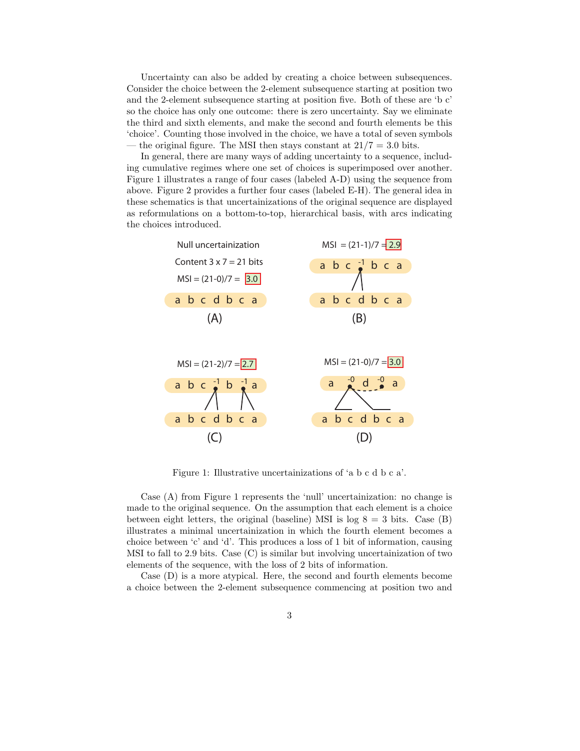Uncertainty can also be added by creating a choice between subsequences. Consider the choice between the 2-element subsequence starting at position two and the 2-element subsequence starting at position five. Both of these are 'b c' so the choice has only one outcome: there is zero uncertainty. Say we eliminate the third and sixth elements, and make the second and fourth elements be this 'choice'. Counting those involved in the choice, we have a total of seven symbols — the original figure. The MSI then stays constant at $21/7 = 3.0$ bits.

In general, there are many ways of adding uncertainty to a sequence, including cumulative regimes where one set of choices is superimposed over another. Figure 1 illustrates a range of four cases (labeled A-D) using the sequence from above. Figure 2 provides a further four cases (labeled E-H). The general idea in these schematics is that uncertainizations of the original sequence are displayed as reformulations on a bottom-to-top, hierarchical basis, with arcs indicating the choices introduced.

Null uncertainization

Content 3 x 7 = 21 bits

MSI = (21-0)/7 = 3.0

a b c d b c a

(A)

MSI = (21-1)/7 = 2.9

a b c -1 b c a

a b c d b c a

(B)

MSI = (21-2)/7 = 2.7

a b c -1 b -1 a

a b c d b c a

(C)

MSI = (21-0)/7 = 3.0

a -0 d -0 a

a b c d b c a

(D)

Figure 1: Illustrative uncertainizations of 'a b c d b c a'.

Case (A) from Figure 1 represents the 'null' uncertainization: no change is made to the original sequence. On the assumption that each element is a choice between eight letters, the original (baseline) MSI is $\log 8 = 3$ bits. Case (B) illustrates a minimal uncertainization in which the fourth element becomes a choice between 'c' and 'd'. This produces a loss of 1 bit of information, causing MSI to fall to 2.9 bits. Case (C) is similar but involving uncertainization of two elements of the sequence, with the loss of 2 bits of information.

Case (D) is a more atypical. Here, the second and fourth elements become a choice between the 2-element subsequence commencing at position two and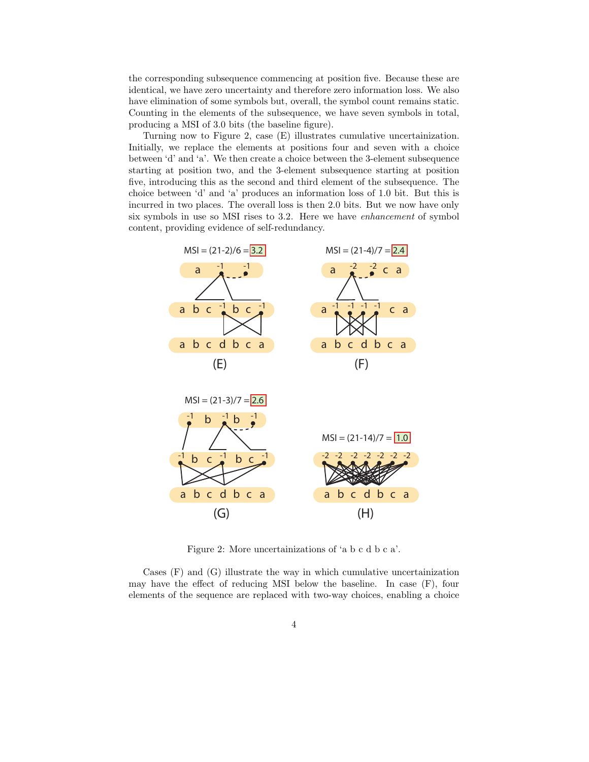the corresponding subsequence commencing at position five. Because these are identical, we have zero uncertainty and therefore zero information loss. We also have elimination of some symbols but, overall, the symbol count remains static. Counting in the elements of the subsequence, we have seven symbols in total, producing a MSI of 3.0 bits (the baseline figure).

Turning now to Figure 2, case (E) illustrates cumulative uncertainization. Initially, we replace the elements at positions four and seven with a choice between 'd' and 'a'. We then create a choice between the 3-element subsequence starting at position two, and the 3-element subsequence starting at position five, introducing this as the second and third element of the subsequence. The choice between 'd' and 'a' produces an information loss of 1.0 bit. But this is incurred in two places. The overall loss is then 2.0 bits. But we now have only six symbols in use so MSI rises to 3.2. Here we have *enhancement* of symbol content, providing evidence of self-redundancy.

Figure 2: More uncertainizations of 'a b c d b c a'.

Cases (F) and (G) illustrate the way in which cumulative uncertainization may have the effect of reducing MSI below the baseline. In case (F), four elements of the sequence are replaced with two-way choices, enabling a choice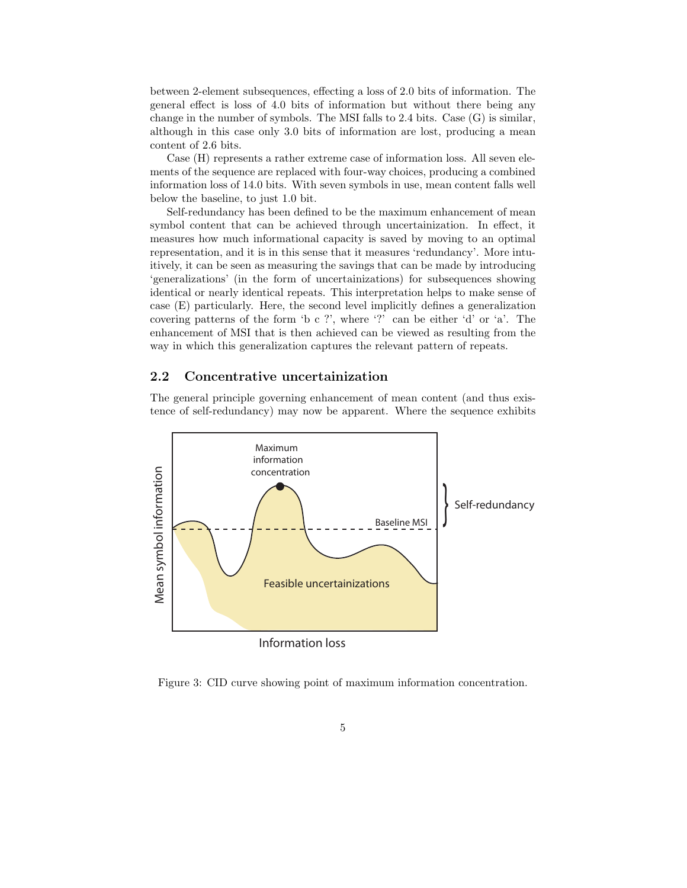between 2-element subsequences, effecting a loss of 2.0 bits of information. The general effect is loss of 4.0 bits of information but without there being any change in the number of symbols. The MSI falls to 2.4 bits. Case (G) is similar, although in this case only 3.0 bits of information are lost, producing a mean content of 2.6 bits.

Case (H) represents a rather extreme case of information loss. All seven elements of the sequence are replaced with four-way choices, producing a combined information loss of 14.0 bits. With seven symbols in use, mean content falls well below the baseline, to just 1.0 bit.

Self-redundancy has been defined to be the maximum enhancement of mean symbol content that can be achieved through uncertainization. In effect, it measures how much informational capacity is saved by moving to an optimal representation, and it is in this sense that it measures 'redundancy'. More intuitively, it can be seen as measuring the savings that can be made by introducing 'generalizations' (in the form of uncertainizations) for subsequences showing identical or nearly identical repeats. This interpretation helps to make sense of case (E) particularly. Here, the second level implicitly defines a generalization covering patterns of the form 'b c ?', where '?' can be either 'd' or 'a'. The enhancement of MSI that is then achieved can be viewed as resulting from the way in which this generalization captures the relevant pattern of repeats.

## 2.2 Concentrative uncertainization

The general principle governing enhancement of mean content (and thus existence of self-redundancy) may now be apparent. Where the sequence exhibits

Figure 3: CID curve showing point of maximum information concentration.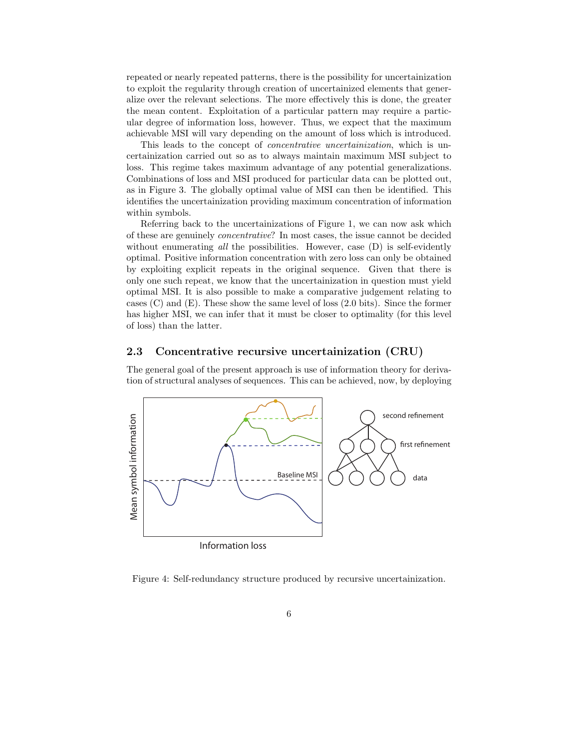repeated or nearly repeated patterns, there is the possibility for uncertainization to exploit the regularity through creation of uncertainized elements that generalize over the relevant selections. The more effectively this is done, the greater the mean content. Exploitation of a particular pattern may require a particular degree of information loss, however. Thus, we expect that the maximum achievable MSI will vary depending on the amount of loss which is introduced.

This leads to the concept of *concentrative uncertainization*, which is uncertainization carried out so as to always maintain maximum MSI subject to loss. This regime takes maximum advantage of any potential generalizations. Combinations of loss and MSI produced for particular data can be plotted out, as in Figure 3. The globally optimal value of MSI can then be identified. This identifies the uncertainization providing maximum concentration of information within symbols.

Referring back to the uncertainizations of Figure 1, we can now ask which of these are genuinely *concentrative*? In most cases, the issue cannot be decided without enumerating *all* the possibilities. However, case (D) is self-evidently optimal. Positive information concentration with zero loss can only be obtained by exploiting explicit repeats in the original sequence. Given that there is only one such repeat, we know that the uncertainization in question must yield optimal MSI. It is also possible to make a comparative judgement relating to cases (C) and (E). These show the same level of loss (2.0 bits). Since the former has higher MSI, we can infer that it must be closer to optimality (for this level of loss) than the latter.

## 2.3 Concentrative recursive uncertainization (CRU)

The general goal of the present approach is use of information theory for derivation of structural analyses of sequences. This can be achieved, now, by deploying

Figure 4: Self-redundancy structure produced by recursive uncertainization.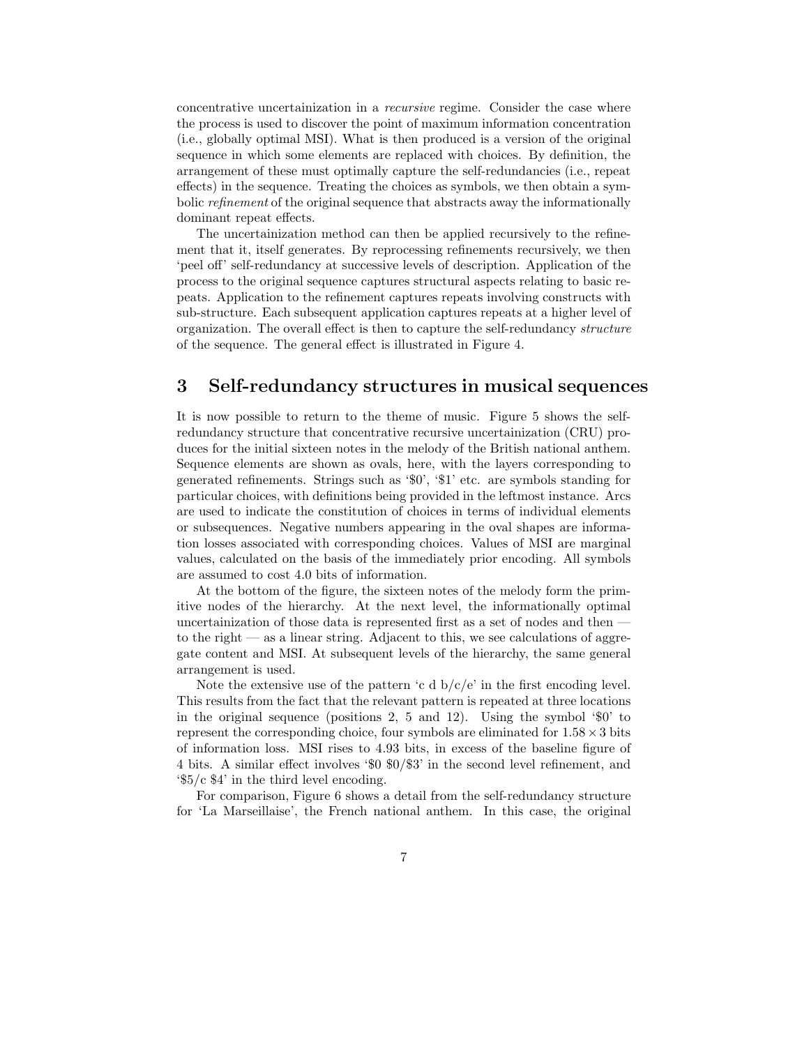concentrative uncertainization in a *recursive* regime. Consider the case where the process is used to discover the point of maximum information concentration (i.e., globally optimal MSI). What is then produced is a version of the original sequence in which some elements are replaced with choices. By definition, the arrangement of these must optimally capture the self-redundancies (i.e., repeat effects) in the sequence. Treating the choices as symbols, we then obtain a symbolic *refinement* of the original sequence that abstracts away the informationally dominant repeat effects.

The uncertainization method can then be applied recursively to the refinement that it, itself generates. By reprocessing refinements recursively, we then 'peel off' self-redundancy at successive levels of description. Application of the process to the original sequence captures structural aspects relating to basic repeats. Application to the refinement captures repeats involving constructs with sub-structure. Each subsequent application captures repeats at a higher level of organization. The overall effect is then to capture the self-redundancy *structure* of the sequence. The general effect is illustrated in Figure 4.

## 3 Self-redundancy structures in musical sequences

It is now possible to return to the theme of music. Figure 5 shows the self-redundancy structure that concentrative recursive uncertainization (CRU) produces for the initial sixteen notes in the melody of the British national anthem. Sequence elements are shown as ovals, here, with the layers corresponding to generated refinements. Strings such as '$0', '$1' etc. are symbols standing for particular choices, with definitions being provided in the leftmost instance. Arcs are used to indicate the constitution of choices in terms of individual elements or subsequences. Negative numbers appearing in the oval shapes are information losses associated with corresponding choices. Values of MSI are marginal values, calculated on the basis of the immediately prior encoding. All symbols are assumed to cost 4.0 bits of information.

At the bottom of the figure, the sixteen notes of the melody form the primitive nodes of the hierarchy. At the next level, the informationally optimal uncertainization of those data is represented first as a set of nodes and then — to the right — as a linear string. Adjacent to this, we see calculations of aggregate content and MSI. At subsequent levels of the hierarchy, the same general arrangement is used.

Note the extensive use of the pattern 'c d b/c/e' in the first encoding level. This results from the fact that the relevant pattern is repeated at three locations in the original sequence (positions 2, 5 and 12). Using the symbol '$0' to represent the corresponding choice, four symbols are eliminated for $1.58 \times 3$ bits of information loss. MSI rises to 4.93 bits, in excess of the baseline figure of 4 bits. A similar effect involves '$0 $0/$3' in the second level refinement, and '$5/c $4' in the third level encoding.

For comparison, Figure 6 shows a detail from the self-redundancy structure for 'La Marseillaise', the French national anthem. In this case, the original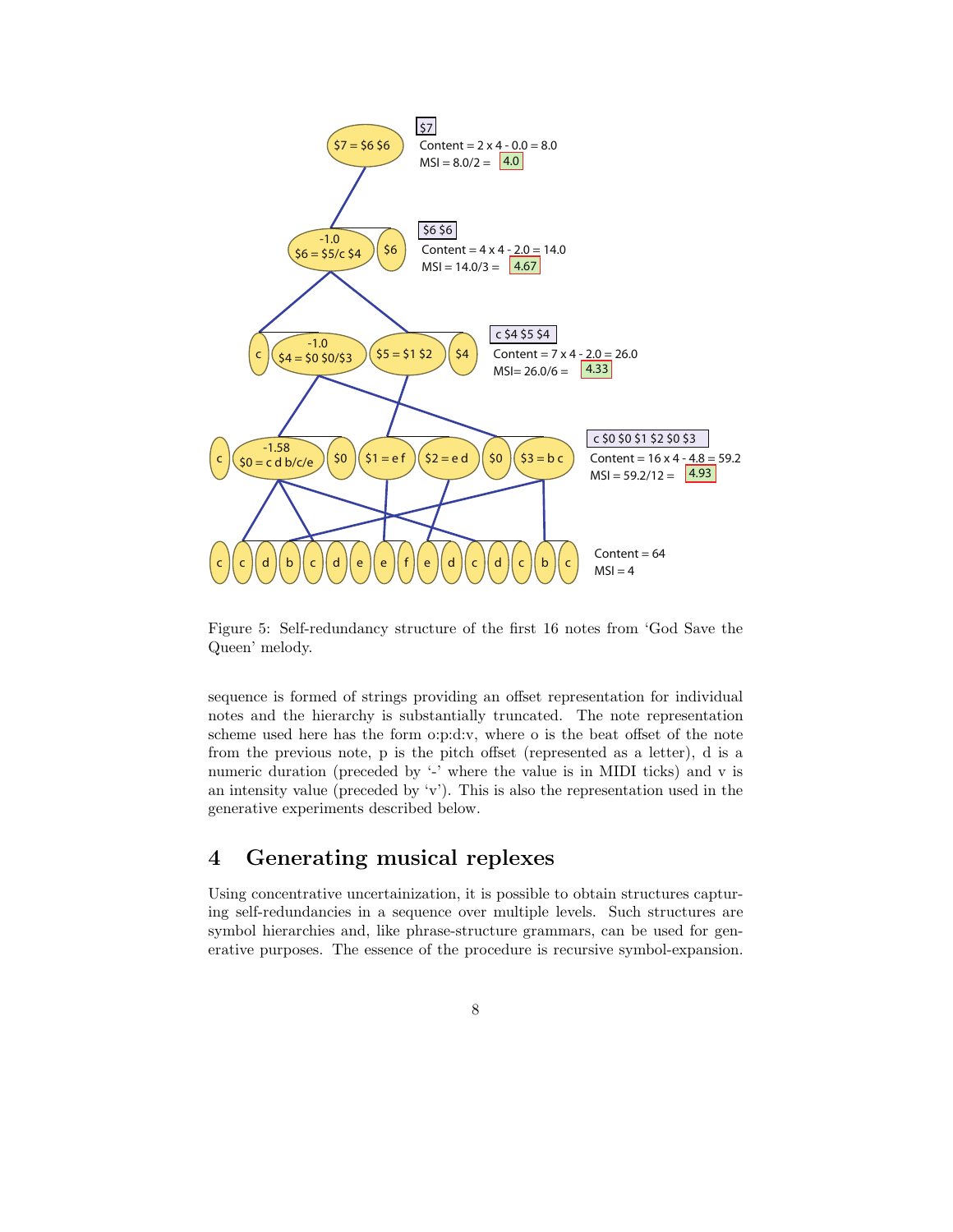Figure 5: Self-redundancy structure of the first 16 notes from 'God Save the Queen' melody.

sequence is formed of strings providing an offset representation for individual notes and the hierarchy is substantially truncated. The note representation scheme used here has the form o:p:d:v, where o is the beat offset of the note from the previous note, p is the pitch offset (represented as a letter), d is a numeric duration (preceded by '-' where the value is in MIDI ticks) and v is an intensity value (preceded by 'v'). This is also the representation used in the generative experiments described below.

## 4 Generating musical replexes

Using concentrative uncertainization, it is possible to obtain structures capturing self-redundancies in a sequence over multiple levels. Such structures are symbol hierarchies and, like phrase-structure grammars, can be used for generative purposes. The essence of the procedure is recursive symbol-expansion.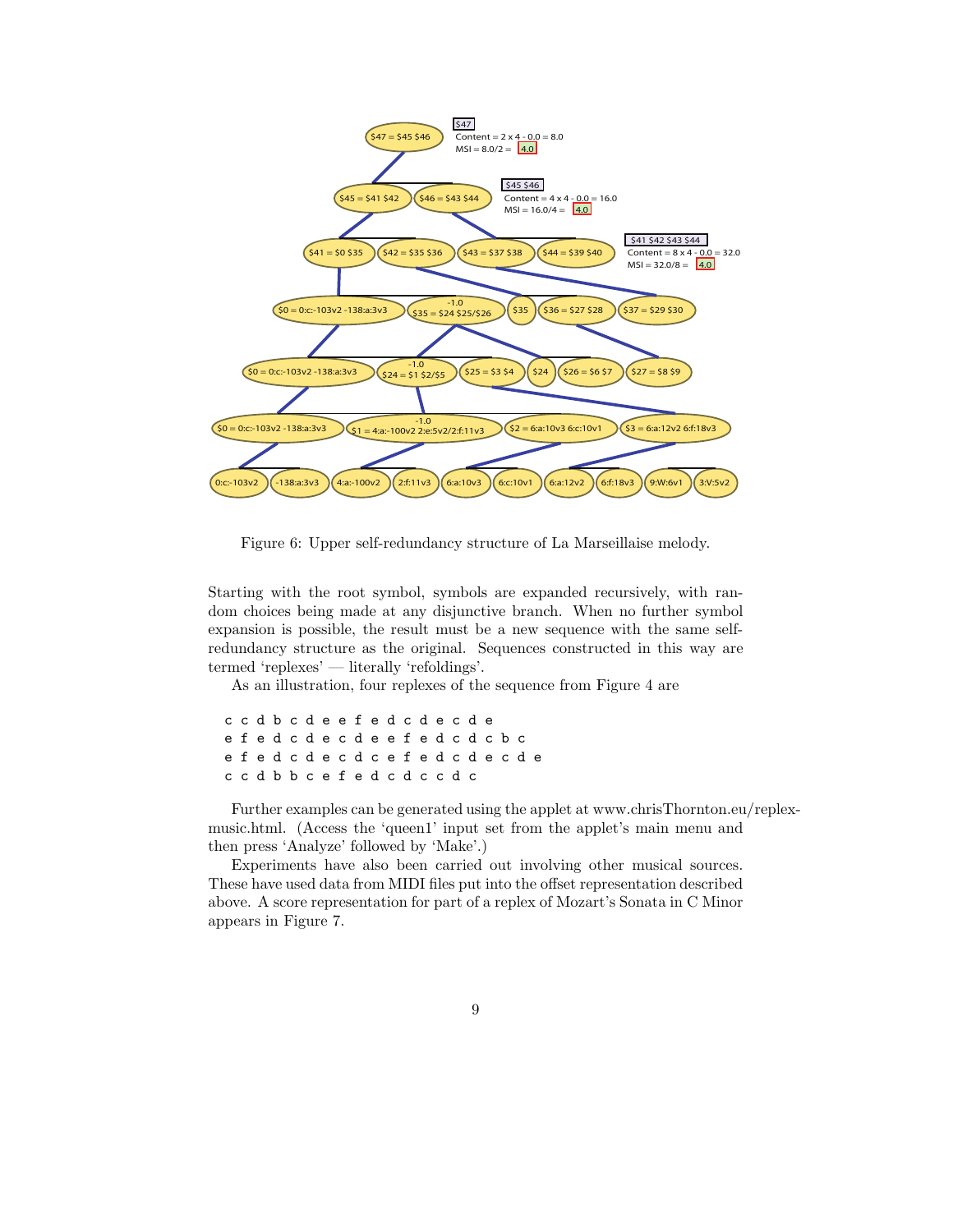Figure 6: Upper self-redundancy structure of La Marseillaise melody.

Starting with the root symbol, symbols are expanded recursively, with random choices being made at any disjunctive branch. When no further symbol expansion is possible, the result must be a new sequence with the same self-redundancy structure as the original. Sequences constructed in this way are termed 'replexes' — literally 'refoldings'.

As an illustration, four replexes of the sequence from Figure 4 are

```
c c d b c d e e f e d c d e c d e
e f e d c d e c d e e f e d c d c b c
e f e d c d e c d c e f e d c d e c d e
c c d b b c e f e d c d c c d c
```

Further examples can be generated using the applet at www.chrisThornton.eu/replex-music.html. (Access the 'queen1' input set from the applet's main menu and then press 'Analyze' followed by 'Make'.)

Experiments have also been carried out involving other musical sources. These have used data from MIDI files put into the offset representation described above. A score representation for part of a replex of Mozart's Sonata in C Minor appears in Figure 7.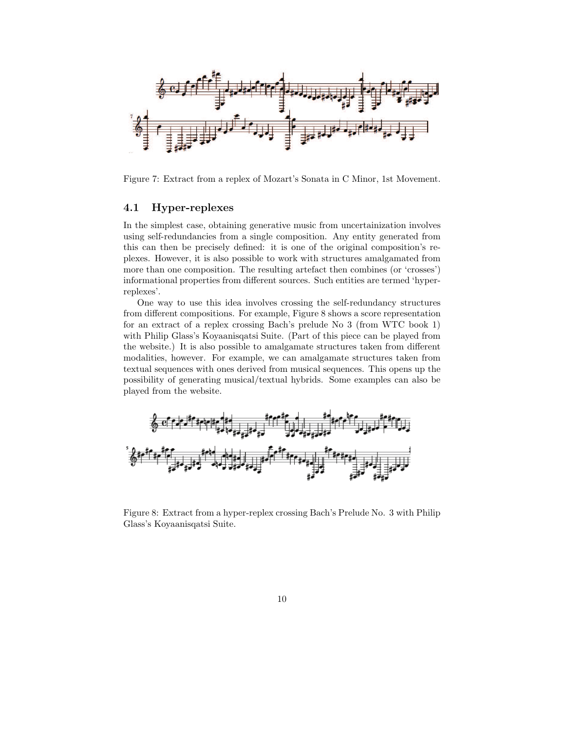Figure 7: Extract from a replex of Mozart's Sonata in C Minor, 1st Movement.

### 4.1 Hyper-replexes

In the simplest case, obtaining generative music from uncertainization involves using self-redundancies from a single composition. Any entity generated from this can then be precisely defined: it is one of the original composition's replexes. However, it is also possible to work with structures amalgamated from more than one composition. The resulting artefact then combines (or 'crosses') informational properties from different sources. Such entities are termed 'hyper-replexes'.

One way to use this idea involves crossing the self-redundancy structures from different compositions. For example, Figure 8 shows a score representation for an extract of a replex crossing Bach's prelude No 3 (from WTC book 1) with Philip Glass's Koyaanisqatsi Suite. (Part of this piece can be played from the website.) It is also possible to amalgamate structures taken from different modalities, however. For example, we can amalgamate structures taken from textual sequences with ones derived from musical sequences. This opens up the possibility of generating musical/textual hybrids. Some examples can also be played from the website.

Figure 8: Extract from a hyper-replex crossing Bach's Prelude No. 3 with Philip Glass's Koyaanisqatsi Suite.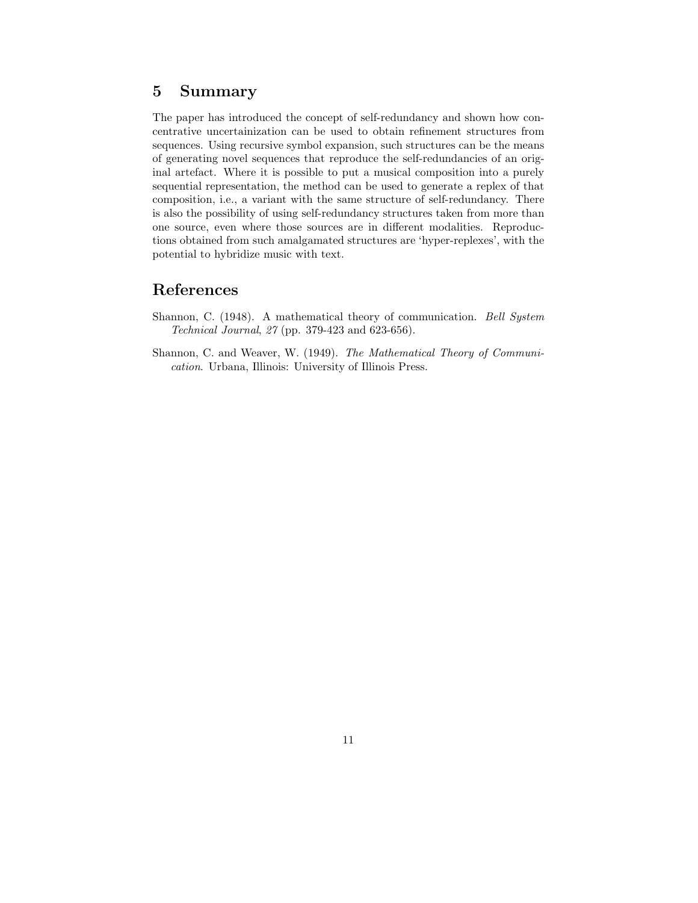## 5 Summary

The paper has introduced the concept of self-redundancy and shown how concentrative uncertainization can be used to obtain refinement structures from sequences. Using recursive symbol expansion, such structures can be the means of generating novel sequences that reproduce the self-redundancies of an original artefact. Where it is possible to put a musical composition into a purely sequential representation, the method can be used to generate a replex of that composition, i.e., a variant with the same structure of self-redundancy. There is also the possibility of using self-redundancy structures taken from more than one source, even where those sources are in different modalities. Reproductions obtained from such amalgamated structures are 'hyper-replexes', with the potential to hybridize music with text.

## References

Shannon, C. (1948). A mathematical theory of communication. *Bell System Technical Journal*, *27* (pp. 379-423 and 623-656).

Shannon, C. and Weaver, W. (1949). *The Mathematical Theory of Communication*. Urbana, Illinois: University of Illinois Press.